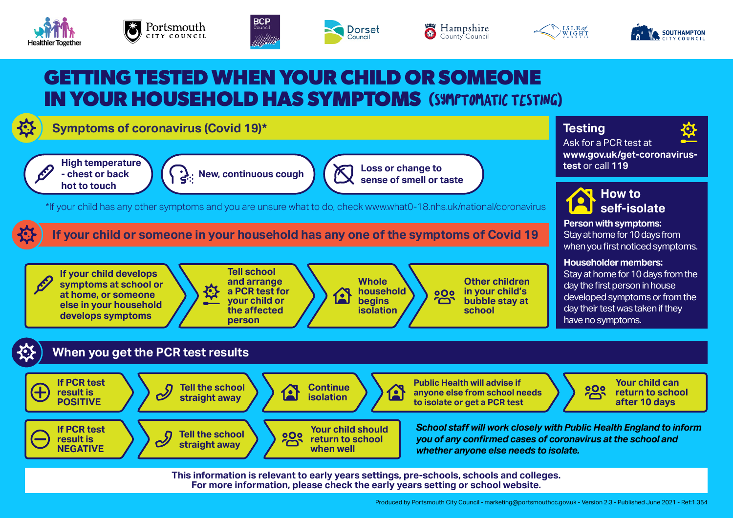Healthier Together | Portsmouth City Council | BCP Council | Dorset Council | Hampshire County Council | Isle of Wight Council | Southampton City Council

# GETTING TESTED WHEN YOUR CHILD OR SOMEONE IN YOUR HOUSEHOLD HAS SYMPTOMS (SYMPTOMATIC TESTING)

## Symptoms of coronavirus (Covid 19)*

- High temperature - chest or back hot to touch
- New, continuous cough
- Loss or change to sense of smell or taste

*If your child has any other symptoms and you are unsure what to do, check www.what0-18.nhs.uk/national/coronavirus

## If your child or someone in your household has any one of the symptoms of Covid 19

1. If your child develops symptoms at school or at home, or someone else in your household develops symptoms
2. Tell school and arrange a PCR test for your child or the affected person
3. Whole household begins isolation
4. Other children in your child's bubble stay at school

## Testing

Ask for a PCR test at **www.gov.uk/get-coronavirus-test** or call **119**

## How to self-isolate

**Person with symptoms:**
Stay at home for 10 days from when you first noticed symptoms.

**Householder members:**
Stay at home for 10 days from the day the first person in house developed symptoms or from the day their test was taken if they have no symptoms.

## When you get the PCR test results

**If PCR test result is POSITIVE** → Tell the school straight away → Continue isolation → Public Health will advise if anyone else from school needs to isolate or get a PCR test → Your child can return to school after 10 days

**If PCR test result is NEGATIVE** → Tell the school straight away → Your child should return to school when well

***School staff will work closely with Public Health England to inform you of any confirmed cases of coronavirus at the school and whether anyone else needs to isolate.***

**This information is relevant to early years settings, pre-schools, schools and colleges.**
**For more information, please check the early years setting or school website.**

Produced by Portsmouth City Council - marketing@portsmouthcc.gov.uk - Version 2.3 - Published June 2021 - Ref:1.354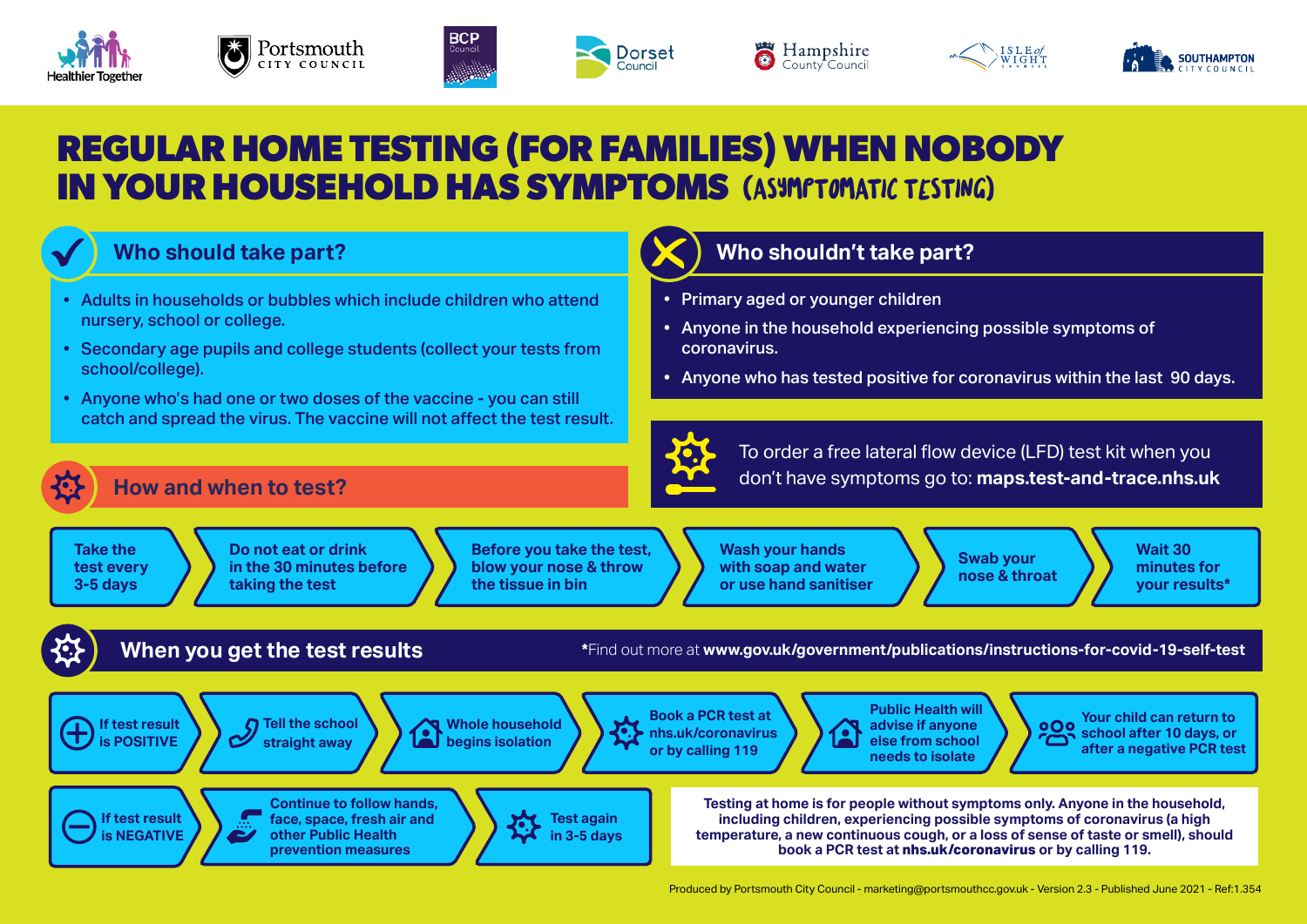Healthier Together · Portsmouth City Council · BCP Council · Dorset Council · Hampshire County Council · Isle of Wight Council · Southampton City Council

# REGULAR HOME TESTING (FOR FAMILIES) WHEN NOBODY IN YOUR HOUSEHOLD HAS SYMPTOMS (ASYMPTOMATIC TESTING)

## Who should take part?

- Adults in households or bubbles which include children who attend nursery, school or college.
- Secondary age pupils and college students (collect your tests from school/college).
- Anyone who's had one or two doses of the vaccine - you can still catch and spread the virus. The vaccine will not affect the test result.

## Who shouldn't take part?

- Primary aged or younger children
- Anyone in the household experiencing possible symptoms of coronavirus.
- Anyone who has tested positive for coronavirus within the last 90 days.

To order a free lateral flow device (LFD) test kit when you don't have symptoms go to: **maps.test-and-trace.nhs.uk**

## How and when to test?

1. Take the test every 3-5 days
2. Do not eat or drink in the 30 minutes before taking the test
3. Before you take the test, blow your nose & throw the tissue in bin
4. Wash your hands with soap and water or use hand sanitiser
5. Swab your nose & throat
6. Wait 30 minutes for your results*

## When you get the test results

*Find out more at **www.gov.uk/government/publications/instructions-for-covid-19-self-test**

**If test result is POSITIVE**

1. Tell the school straight away
2. Whole household begins isolation
3. Book a PCR test at nhs.uk/coronavirus or by calling 119
4. Public Health will advise if anyone else from school needs to isolate
5. Your child can return to school after 10 days, or after a negative PCR test

**If test result is NEGATIVE**

1. Continue to follow hands, face, space, fresh air and other Public Health prevention measures
2. Test again in 3-5 days

**Testing at home is for people without symptoms only. Anyone in the household, including children, experiencing possible symptoms of coronavirus (a high temperature, a new continuous cough, or a loss of sense of taste or smell), should book a PCR test at nhs.uk/coronavirus or by calling 119.**

Produced by Portsmouth City Council - marketing@portsmouthcc.gov.uk - Version 2.3 - Published June 2021 - Ref:1.354